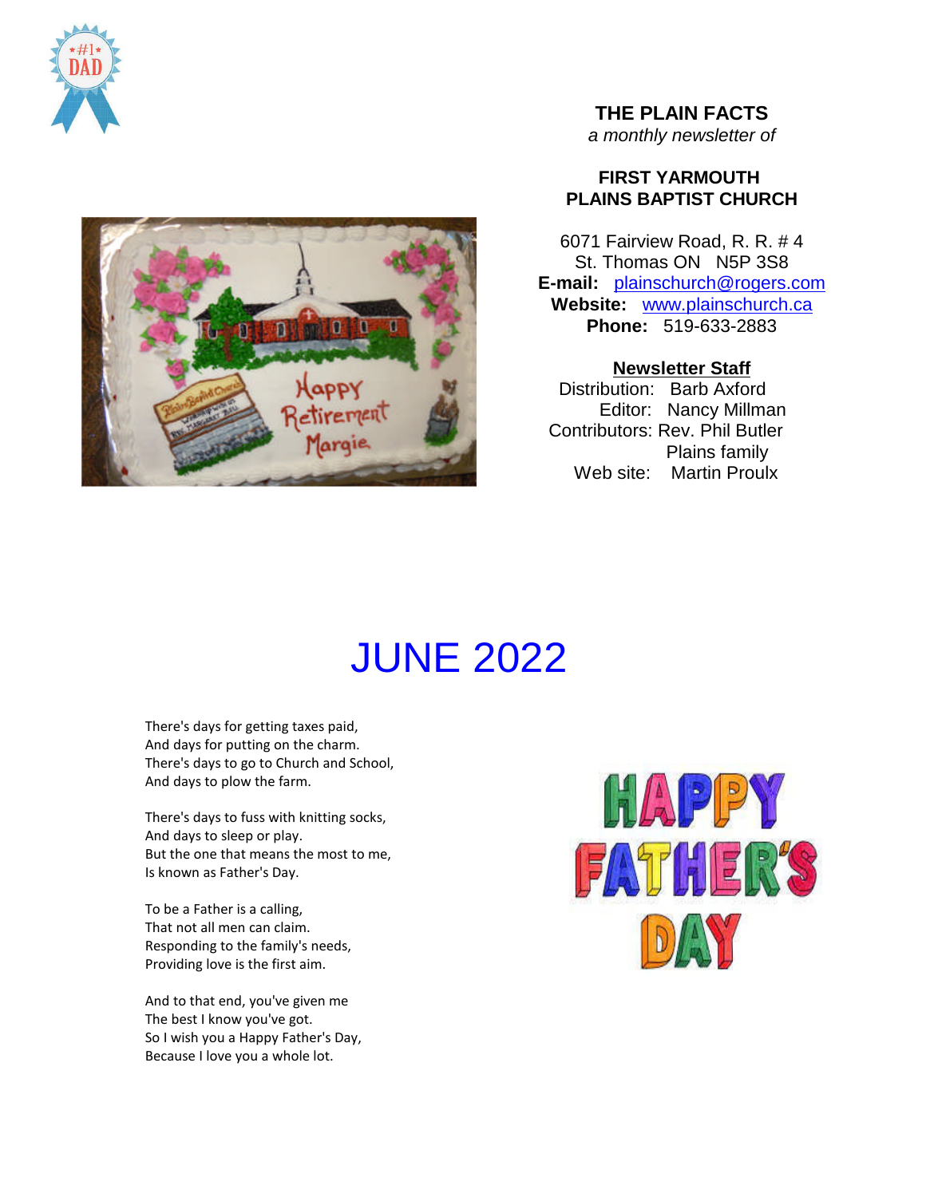# THE PLAIN FACTS

*a monthly newsletter of*

## FIRST YARMOUTH PLAINS BAPTIST CHURCH

6071 Fairview Road, R. R. # 4
St. Thomas ON   N5P 3S8
**E-mail:** plainschurch@rogers.com
**Website:** www.plainschurch.ca
**Phone:** 519-633-2883

**Newsletter Staff**

Distribution: Barb Axford
Editor: Nancy Millman
Contributors: Rev. Phil Butler
Plains family
Web site: Martin Proulx

# JUNE 2022

There's days for getting taxes paid,
And days for putting on the charm.
There's days to go to Church and School,
And days to plow the farm.

There's days to fuss with knitting socks,
And days to sleep or play.
But the one that means the most to me,
Is known as Father's Day.

To be a Father is a calling,
That not all men can claim.
Responding to the family's needs,
Providing love is the first aim.

And to that end, you've given me
The best I know you've got.
So I wish you a Happy Father's Day,
Because I love you a whole lot.

HAPPY FATHER'S DAY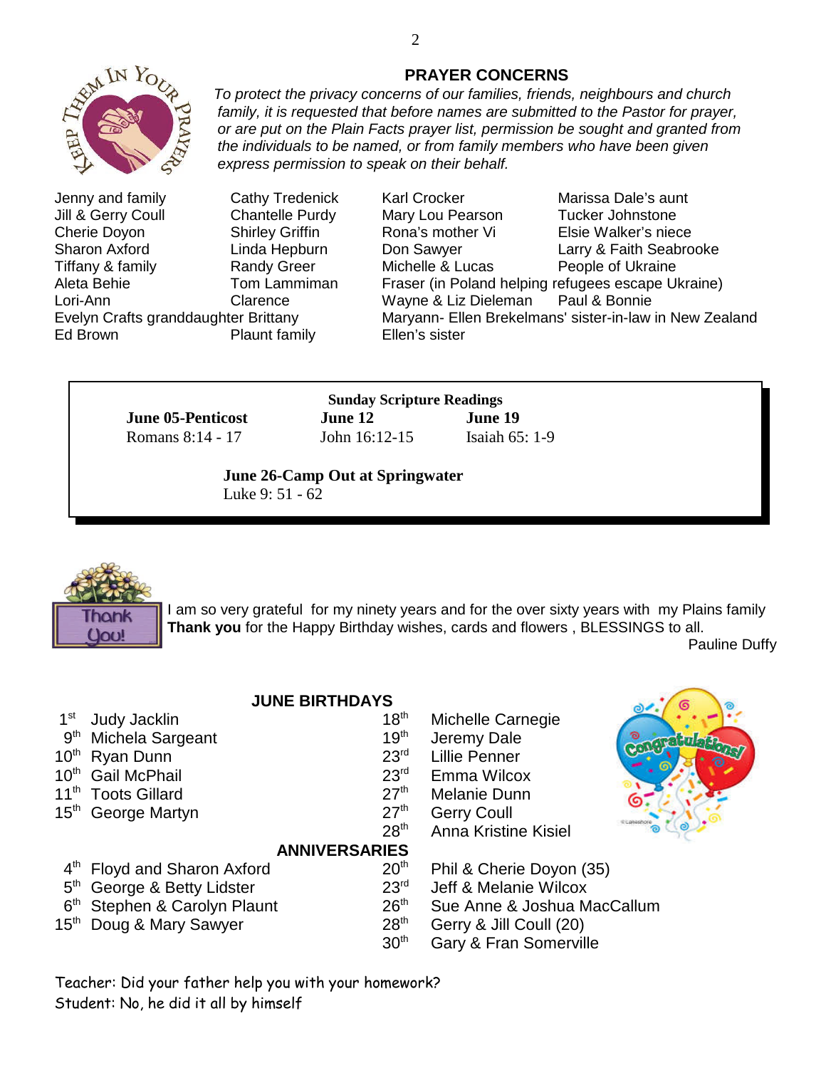## PRAYER CONCERNS

*To protect the privacy concerns of our families, friends, neighbours and church family, it is requested that before names are submitted to the Pastor for prayer, or are put on the Plain Facts prayer list, permission be sought and granted from the individuals to be named, or from family members who have been given express permission to speak on their behalf.*

Jenny and family
Jill & Gerry Coull
Cherie Doyon
Sharon Axford
Tiffany & family
Aleta Behie
Lori-Ann
Evelyn Crafts granddaughter Brittany
Ed Brown
Cathy Tredenick
Chantelle Purdy
Shirley Griffin
Linda Hepburn
Randy Greer
Tom Lammiman
Clarence
Plaunt family
Karl Crocker
Mary Lou Pearson
Rona's mother Vi
Don Sawyer
Michelle & Lucas
Fraser (in Poland helping refugees escape Ukraine)
Wayne & Liz Dieleman
Maryann- Ellen Brekelmans' sister-in-law in New Zealand
Ellen's sister
Marissa Dale's aunt
Tucker Johnstone
Elsie Walker's niece
Larry & Faith Seabrooke
People of Ukraine
Paul & Bonnie

**Sunday Scripture Readings**

| | | |
|---|---|---|
| **June 05-Penticost** | **June 12** | **June 19** |
| Romans 8:14 - 17 | John 16:12-15 | Isaiah 65: 1-9 |

**June 26-Camp Out at Springwater**
Luke 9: 51 - 62

Thank You!

I am so very grateful for my ninety years and for the over sixty years with my Plains family **Thank you** for the Happy Birthday wishes, cards and flowers , BLESSINGS to all.

Pauline Duffy

## JUNE BIRTHDAYS

1st Judy Jacklin
9th Michela Sargeant
10th Ryan Dunn
10th Gail McPhail
11th Toots Gillard
15th George Martyn
18th Michelle Carnegie
19th Jeremy Dale
23rd Lillie Penner
23rd Emma Wilcox
27th Melanie Dunn
27th Gerry Coull
28th Anna Kristine Kisiel

## ANNIVERSARIES

4th Floyd and Sharon Axford
5th George & Betty Lidster
6th Stephen & Carolyn Plaunt
15th Doug & Mary Sawyer
20th Phil & Cherie Doyon (35)
23rd Jeff & Melanie Wilcox
26th Sue Anne & Joshua MacCallum
28th Gerry & Jill Coull (20)
30th Gary & Fran Somerville

Teacher: Did your father help you with your homework?
Student: No, he did it all by himself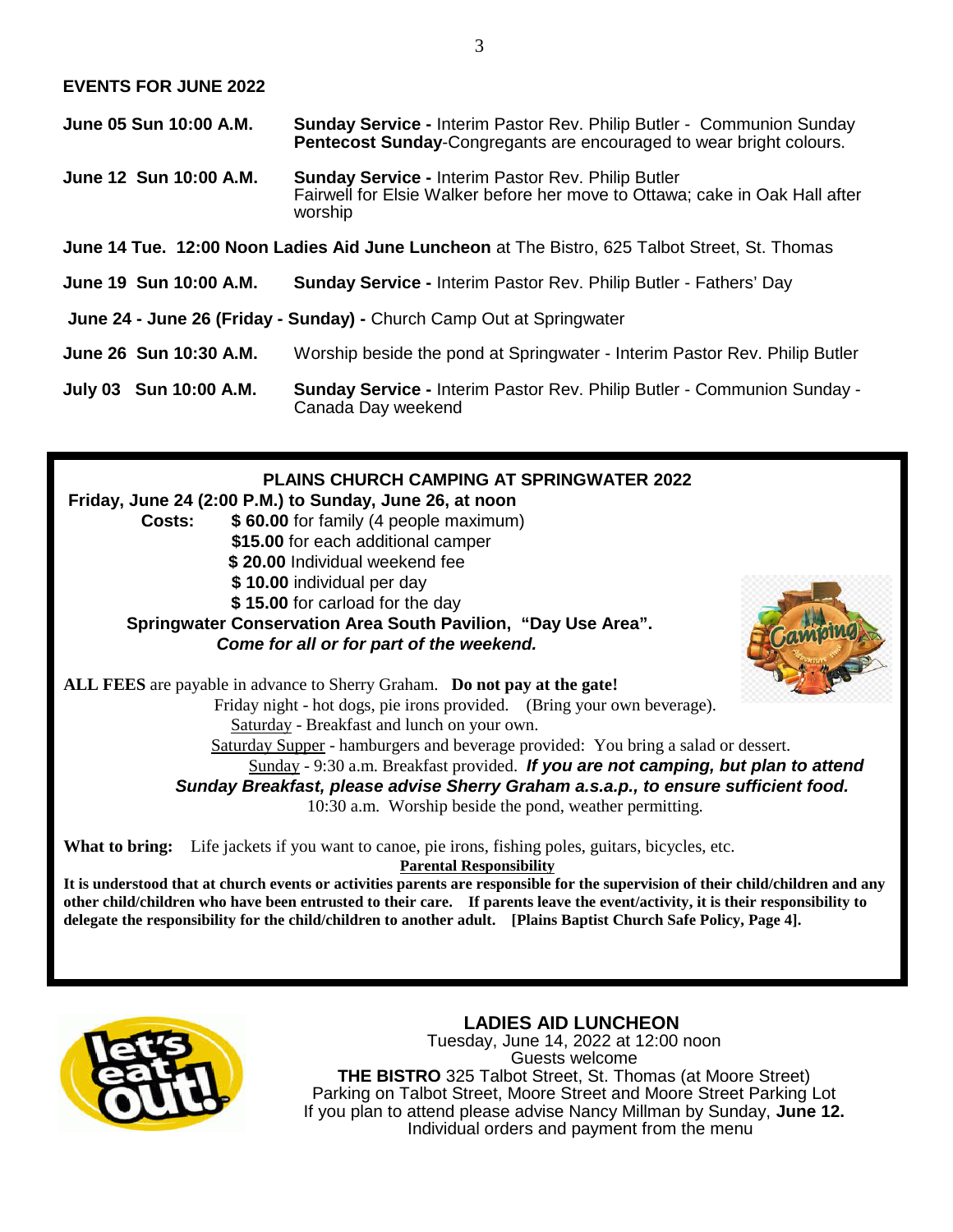## EVENTS FOR JUNE 2022

**June 05 Sun 10:00 A.M.** **Sunday Service -** Interim Pastor Rev. Philip Butler - Communion Sunday
**Pentecost Sunday**-Congregants are encouraged to wear bright colours.

**June 12 Sun 10:00 A.M.** **Sunday Service -** Interim Pastor Rev. Philip Butler
Fairwell for Elsie Walker before her move to Ottawa; cake in Oak Hall after worship

**June 14 Tue. 12:00 Noon Ladies Aid June Luncheon** at The Bistro, 625 Talbot Street, St. Thomas

**June 19 Sun 10:00 A.M.** **Sunday Service -** Interim Pastor Rev. Philip Butler - Fathers' Day

**June 24 - June 26 (Friday - Sunday) -** Church Camp Out at Springwater

**June 26 Sun 10:30 A.M.** Worship beside the pond at Springwater - Interim Pastor Rev. Philip Butler

**July 03 Sun 10:00 A.M.** **Sunday Service -** Interim Pastor Rev. Philip Butler - Communion Sunday - Canada Day weekend

---

### PLAINS CHURCH CAMPING AT SPRINGWATER 2022

**Friday, June 24 (2:00 P.M.) to Sunday, June 26, at noon**

**Costs:**
- **$ 60.00** for family (4 people maximum)
- **$15.00** for each additional camper
- **$ 20.00** Individual weekend fee
- **$ 10.00** individual per day
- **$ 15.00** for carload for the day

**Springwater Conservation Area South Pavilion, "Day Use Area".**

***Come for all or for part of the weekend.***

**ALL FEES** are payable in advance to Sherry Graham. **Do not pay at the gate!**

Friday night - hot dogs, pie irons provided. (Bring your own beverage).

Saturday - Breakfast and lunch on your own.

Saturday Supper - hamburgers and beverage provided: You bring a salad or dessert.

Sunday - 9:30 a.m. Breakfast provided. ***If you are not camping, but plan to attend Sunday Breakfast, please advise Sherry Graham a.s.a.p., to ensure sufficient food.***

10:30 a.m. Worship beside the pond, weather permitting.

**What to bring:** Life jackets if you want to canoe, pie irons, fishing poles, guitars, bicycles, etc.

**Parental Responsibility**

**It is understood that at church events or activities parents are responsible for the supervision of their child/children and any other child/children who have been entrusted to their care. If parents leave the event/activity, it is their responsibility to delegate the responsibility for the child/children to another adult. [Plains Baptist Church Safe Policy, Page 4].**

---

### LADIES AID LUNCHEON

Tuesday, June 14, 2022 at 12:00 noon

Guests welcome

**THE BISTRO** 325 Talbot Street, St. Thomas (at Moore Street)

Parking on Talbot Street, Moore Street and Moore Street Parking Lot

If you plan to attend please advise Nancy Millman by Sunday, **June 12.**

Individual orders and payment from the menu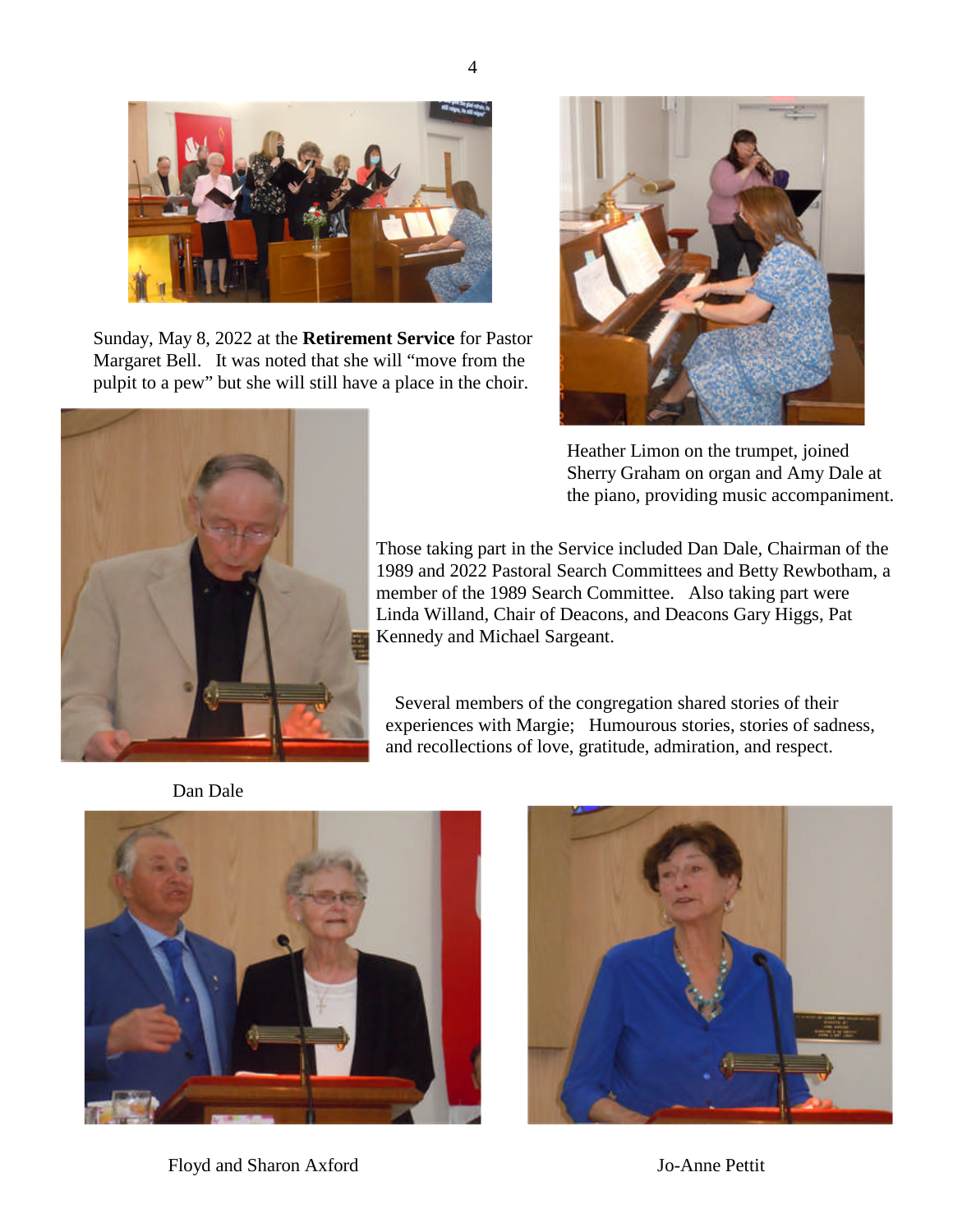Sunday, May 8, 2022 at the **Retirement Service** for Pastor Margaret Bell. It was noted that she will "move from the pulpit to a pew" but she will still have a place in the choir.

Heather Limon on the trumpet, joined Sherry Graham on organ and Amy Dale at the piano, providing music accompaniment.

Those taking part in the Service included Dan Dale, Chairman of the 1989 and 2022 Pastoral Search Committees and Betty Rewbotham, a member of the 1989 Search Committee. Also taking part were Linda Willand, Chair of Deacons, and Deacons Gary Higgs, Pat Kennedy and Michael Sargeant.

Several members of the congregation shared stories of their experiences with Margie; Humourous stories, stories of sadness, and recollections of love, gratitude, admiration, and respect.

Dan Dale

Floyd and Sharon Axford

Jo-Anne Pettit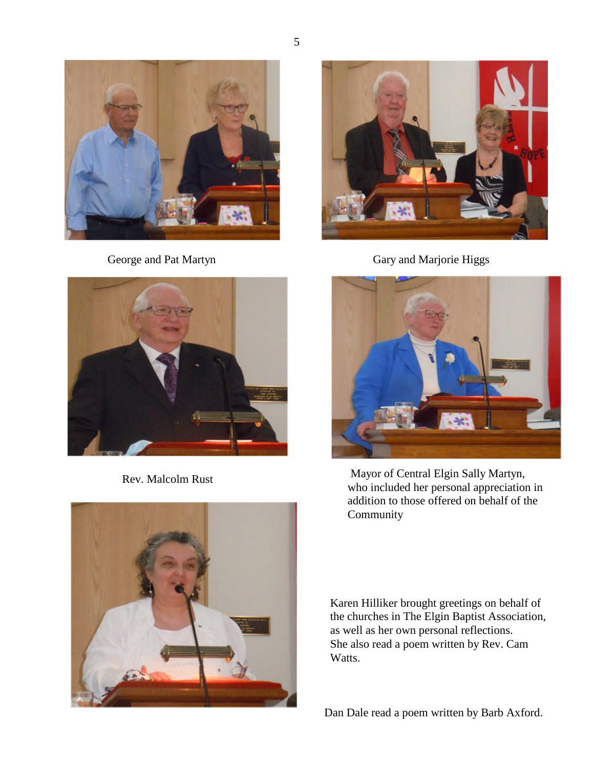George and Pat Martyn

Gary and Marjorie Higgs

Rev. Malcolm Rust

Mayor of Central Elgin Sally Martyn, who included her personal appreciation in addition to those offered on behalf of the Community

Karen Hilliker brought greetings on behalf of the churches in The Elgin Baptist Association, as well as her own personal reflections. She also read a poem written by Rev. Cam Watts.

Dan Dale read a poem written by Barb Axford.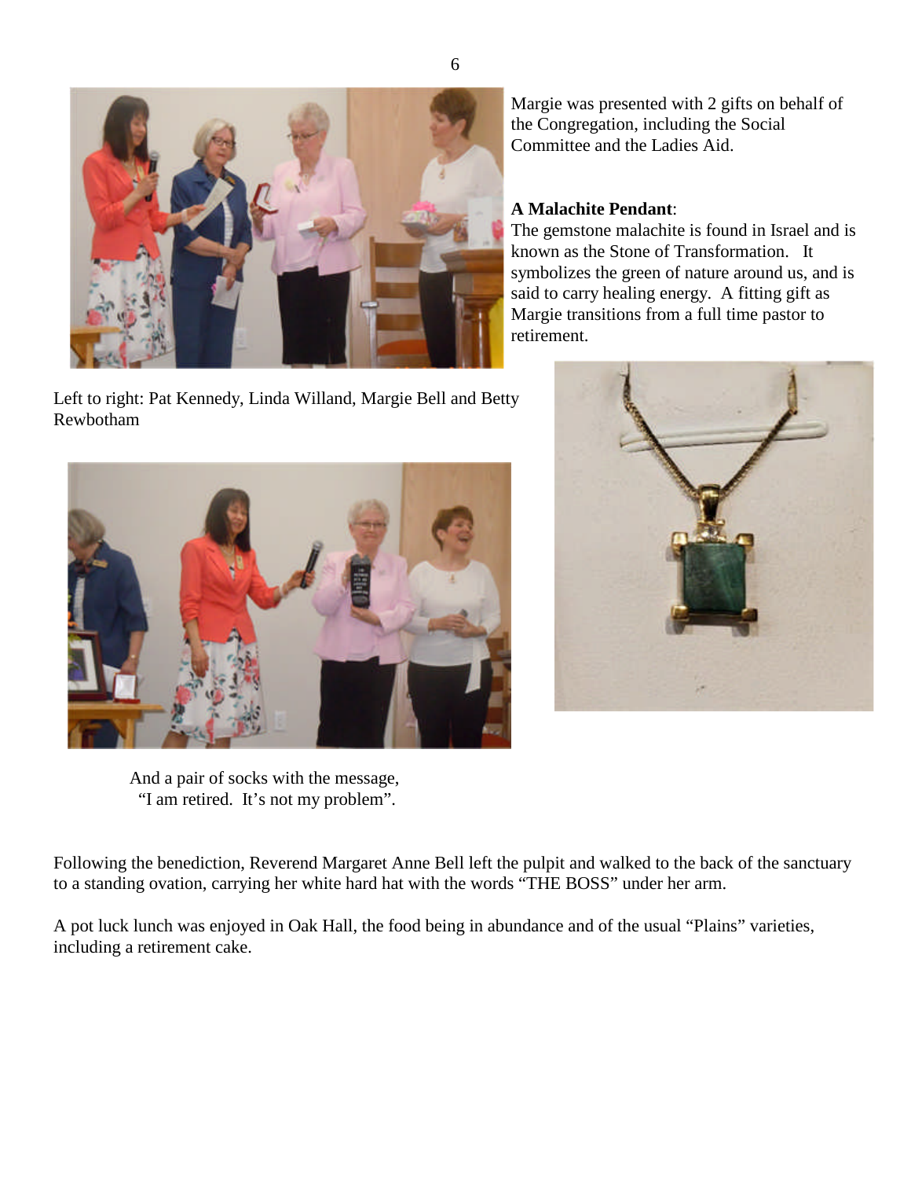Margie was presented with 2 gifts on behalf of the Congregation, including the Social Committee and the Ladies Aid.

**A Malachite Pendant**:
The gemstone malachite is found in Israel and is known as the Stone of Transformation. It symbolizes the green of nature around us, and is said to carry healing energy. A fitting gift as Margie transitions from a full time pastor to retirement.

Left to right: Pat Kennedy, Linda Willand, Margie Bell and Betty Rewbotham

And a pair of socks with the message,
"I am retired. It's not my problem".

Following the benediction, Reverend Margaret Anne Bell left the pulpit and walked to the back of the sanctuary to a standing ovation, carrying her white hard hat with the words "THE BOSS" under her arm.

A pot luck lunch was enjoyed in Oak Hall, the food being in abundance and of the usual "Plains" varieties, including a retirement cake.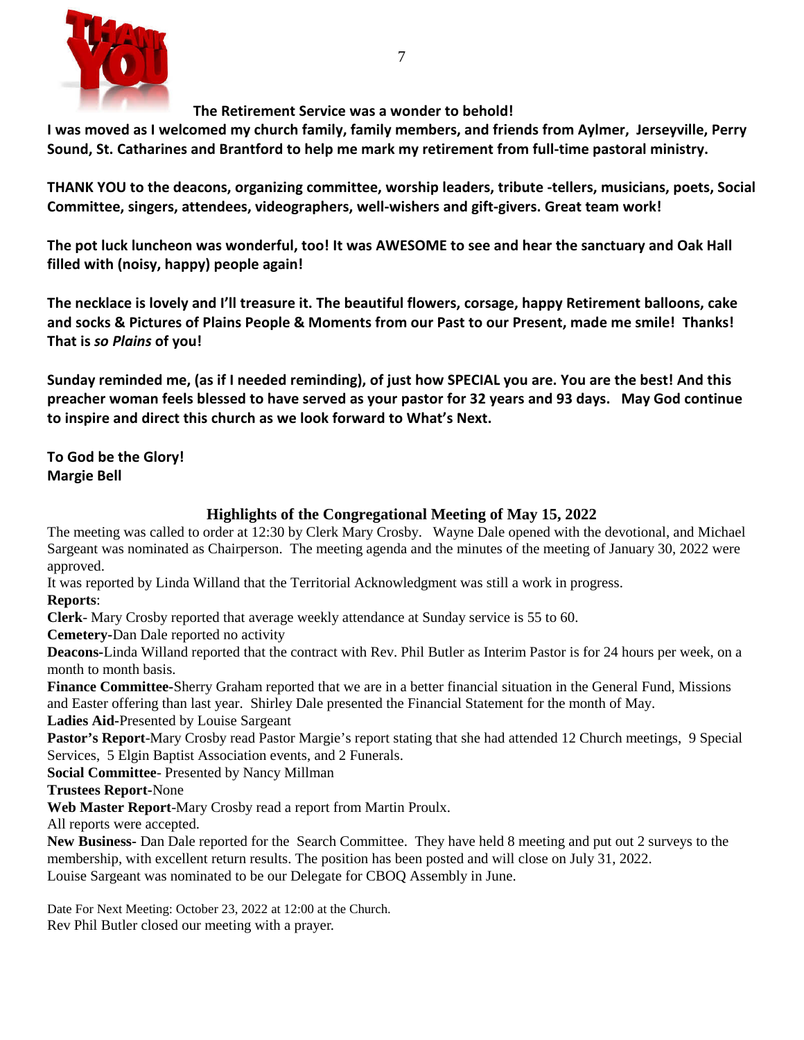**The Retirement Service was a wonder to behold!**

**I was moved as I welcomed my church family, family members, and friends from Aylmer, Jerseyville, Perry Sound, St. Catharines and Brantford to help me mark my retirement from full-time pastoral ministry.**

**THANK YOU to the deacons, organizing committee, worship leaders, tribute -tellers, musicians, poets, Social Committee, singers, attendees, videographers, well-wishers and gift-givers. Great team work!**

**The pot luck luncheon was wonderful, too! It was AWESOME to see and hear the sanctuary and Oak Hall filled with (noisy, happy) people again!**

**The necklace is lovely and I'll treasure it. The beautiful flowers, corsage, happy Retirement balloons, cake and socks & Pictures of Plains People & Moments from our Past to our Present, made me smile! Thanks! That is *so Plains* of you!**

**Sunday reminded me, (as if I needed reminding), of just how SPECIAL you are. You are the best! And this preacher woman feels blessed to have served as your pastor for 32 years and 93 days. May God continue to inspire and direct this church as we look forward to What's Next.**

**To God be the Glory!**
**Margie Bell**

## Highlights of the Congregational Meeting of May 15, 2022

The meeting was called to order at 12:30 by Clerk Mary Crosby. Wayne Dale opened with the devotional, and Michael Sargeant was nominated as Chairperson. The meeting agenda and the minutes of the meeting of January 30, 2022 were approved.

It was reported by Linda Willand that the Territorial Acknowledgment was still a work in progress.

**Reports**:

**Clerk**- Mary Crosby reported that average weekly attendance at Sunday service is 55 to 60.

**Cemetery-**Dan Dale reported no activity

**Deacons-**Linda Willand reported that the contract with Rev. Phil Butler as Interim Pastor is for 24 hours per week, on a month to month basis.

**Finance Committee-**Sherry Graham reported that we are in a better financial situation in the General Fund, Missions and Easter offering than last year. Shirley Dale presented the Financial Statement for the month of May.

**Ladies Aid-**Presented by Louise Sargeant

**Pastor's Report**-Mary Crosby read Pastor Margie's report stating that she had attended 12 Church meetings, 9 Special Services, 5 Elgin Baptist Association events, and 2 Funerals.

**Social Committee**- Presented by Nancy Millman

**Trustees Report**-None

**Web Master Report**-Mary Crosby read a report from Martin Proulx.

All reports were accepted.

**New Business-** Dan Dale reported for the Search Committee. They have held 8 meeting and put out 2 surveys to the membership, with excellent return results. The position has been posted and will close on July 31, 2022.

Louise Sargeant was nominated to be our Delegate for CBOQ Assembly in June.

Date For Next Meeting: October 23, 2022 at 12:00 at the Church.

Rev Phil Butler closed our meeting with a prayer.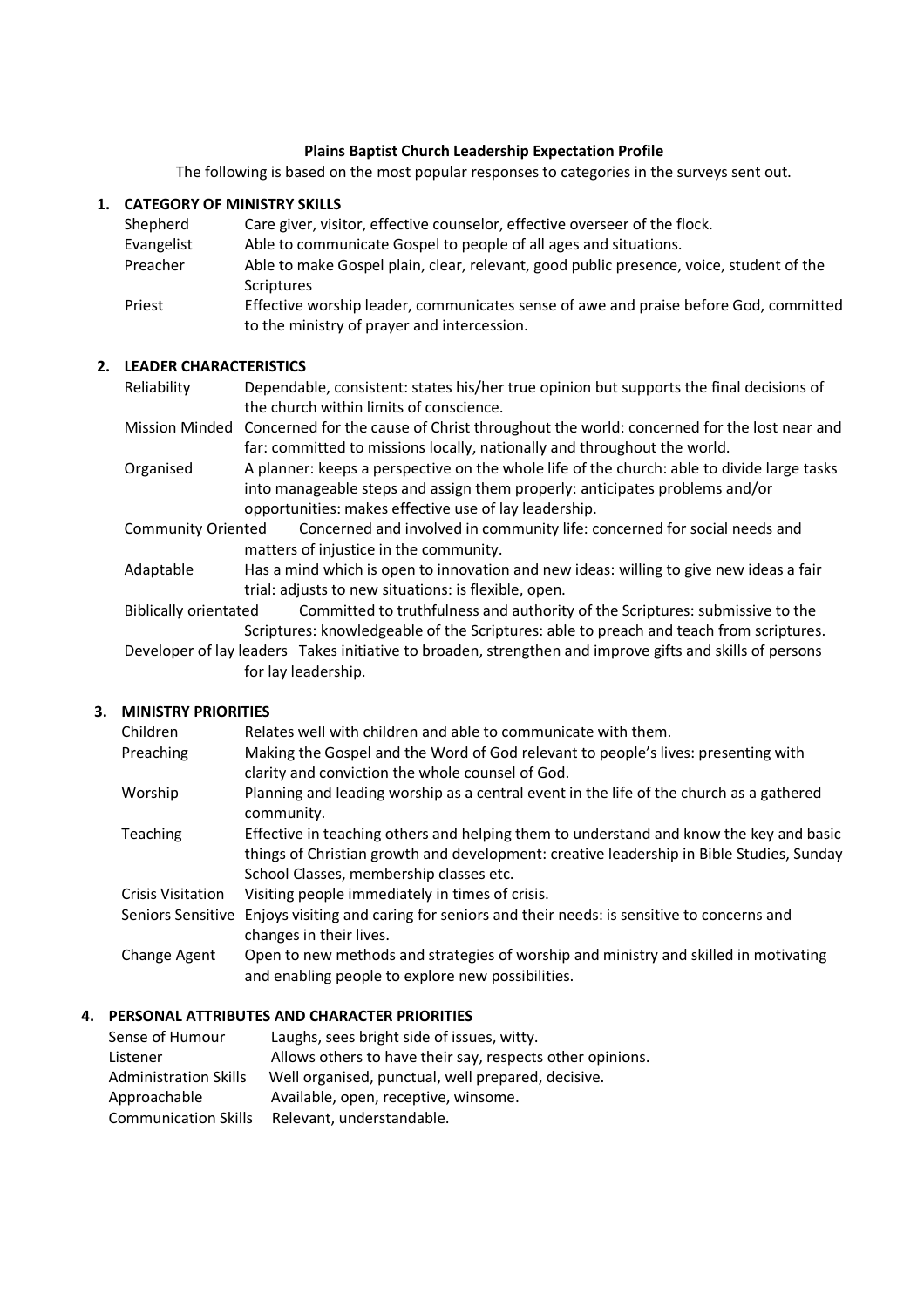**Plains Baptist Church Leadership Expectation Profile**

The following is based on the most popular responses to categories in the surveys sent out.

## 1. CATEGORY OF MINISTRY SKILLS

| | |
|---|---|
| Shepherd | Care giver, visitor, effective counselor, effective overseer of the flock. |
| Evangelist | Able to communicate Gospel to people of all ages and situations. |
| Preacher | Able to make Gospel plain, clear, relevant, good public presence, voice, student of the Scriptures |
| Priest | Effective worship leader, communicates sense of awe and praise before God, committed to the ministry of prayer and intercession. |

## 2. LEADER CHARACTERISTICS

| | |
|---|---|
| Reliability | Dependable, consistent: states his/her true opinion but supports the final decisions of the church within limits of conscience. |
| Mission Minded | Concerned for the cause of Christ throughout the world: concerned for the lost near and far: committed to missions locally, nationally and throughout the world. |
| Organised | A planner: keeps a perspective on the whole life of the church: able to divide large tasks into manageable steps and assign them properly: anticipates problems and/or opportunities: makes effective use of lay leadership. |
| Community Oriented | Concerned and involved in community life: concerned for social needs and matters of injustice in the community. |
| Adaptable | Has a mind which is open to innovation and new ideas: willing to give new ideas a fair trial: adjusts to new situations: is flexible, open. |
| Biblically orientated | Committed to truthfulness and authority of the Scriptures: submissive to the Scriptures: knowledgeable of the Scriptures: able to preach and teach from scriptures. |
| Developer of lay leaders | Takes initiative to broaden, strengthen and improve gifts and skills of persons for lay leadership. |

## 3. MINISTRY PRIORITIES

| | |
|---|---|
| Children | Relates well with children and able to communicate with them. |
| Preaching | Making the Gospel and the Word of God relevant to people's lives: presenting with clarity and conviction the whole counsel of God. |
| Worship | Planning and leading worship as a central event in the life of the church as a gathered community. |
| Teaching | Effective in teaching others and helping them to understand and know the key and basic things of Christian growth and development: creative leadership in Bible Studies, Sunday School Classes, membership classes etc. |
| Crisis Visitation | Visiting people immediately in times of crisis. |
| Seniors Sensitive | Enjoys visiting and caring for seniors and their needs: is sensitive to concerns and changes in their lives. |
| Change Agent | Open to new methods and strategies of worship and ministry and skilled in motivating and enabling people to explore new possibilities. |

## 4. PERSONAL ATTRIBUTES AND CHARACTER PRIORITIES

| | |
|---|---|
| Sense of Humour | Laughs, sees bright side of issues, witty. |
| Listener | Allows others to have their say, respects other opinions. |
| Administration Skills | Well organised, punctual, well prepared, decisive. |
| Approachable | Available, open, receptive, winsome. |
| Communication Skills | Relevant, understandable. |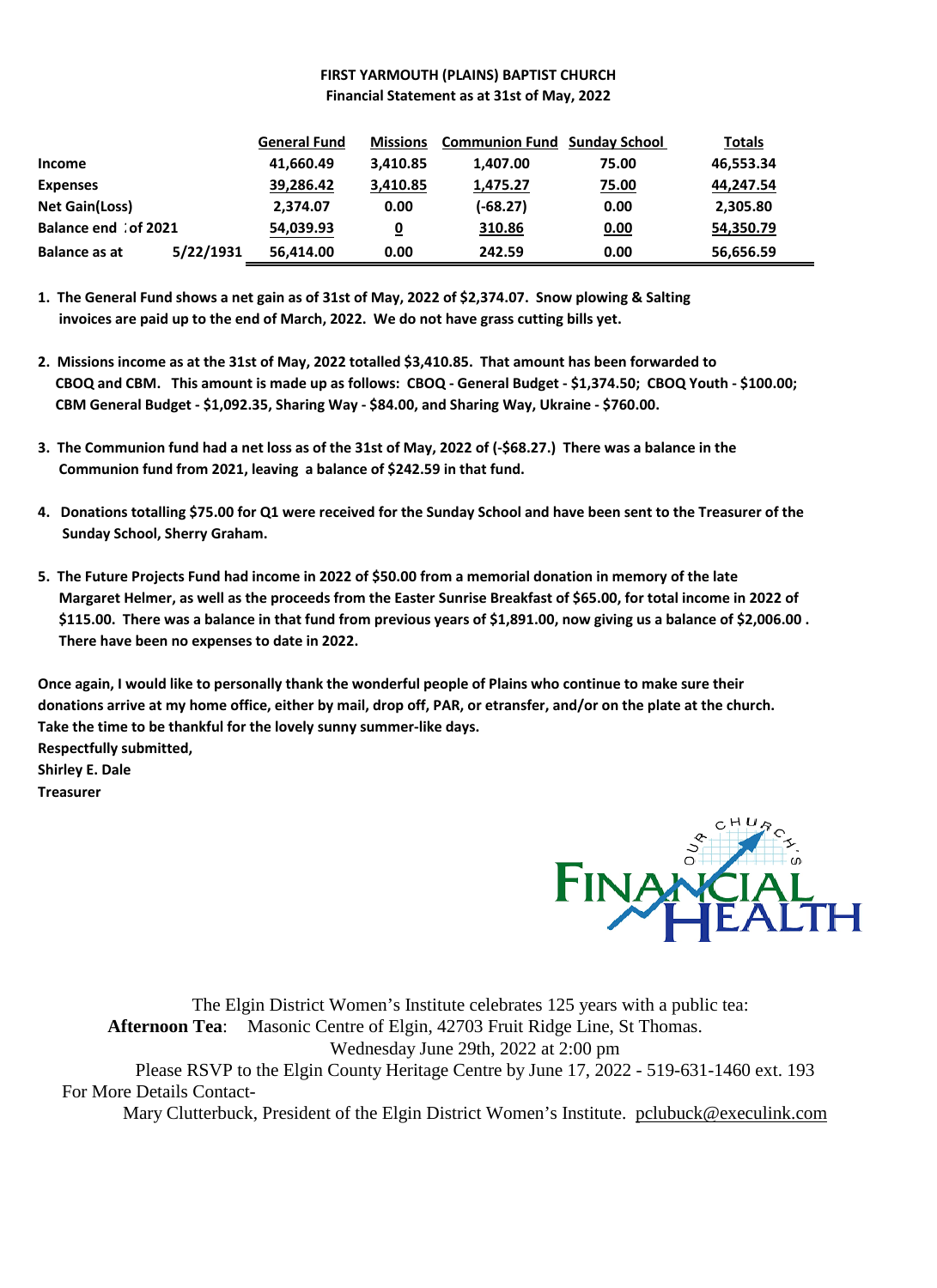**FIRST YARMOUTH (PLAINS) BAPTIST CHURCH**
**Financial Statement as at 31st of May, 2022**

| | | General Fund | Missions | Communion Fund | Sunday School | Totals |
|---|---|---|---|---|---|---|
| **Income** | | 41,660.49 | 3,410.85 | 1,407.00 | 75.00 | 46,553.34 |
| **Expenses** | | 39,286.42 | 3,410.85 | 1,475.27 | 75.00 | 44,247.54 |
| **Net Gain(Loss)** | | 2,374.07 | 0.00 | (-68.27) | 0.00 | 2,305.80 |
| **Balance end :of 2021** | | 54,039.93 | 0 | 310.86 | 0.00 | 54,350.79 |
| **Balance as at** | 5/22/1931 | 56,414.00 | 0.00 | 242.59 | 0.00 | 56,656.59 |

1. The General Fund shows a net gain as of 31st of May, 2022 of $2,374.07. Snow plowing & Salting invoices are paid up to the end of March, 2022. We do not have grass cutting bills yet.

2. Missions income as at the 31st of May, 2022 totalled $3,410.85. That amount has been forwarded to CBOQ and CBM. This amount is made up as follows: CBOQ - General Budget - $1,374.50; CBOQ Youth - $100.00; CBM General Budget - $1,092.35, Sharing Way - $84.00, and Sharing Way, Ukraine - $760.00.

3. The Communion fund had a net loss as of the 31st of May, 2022 of (-$68.27.) There was a balance in the Communion fund from 2021, leaving a balance of $242.59 in that fund.

4. Donations totalling $75.00 for Q1 were received for the Sunday School and have been sent to the Treasurer of the Sunday School, Sherry Graham.

5. The Future Projects Fund had income in 2022 of $50.00 from a memorial donation in memory of the late Margaret Helmer, as well as the proceeds from the Easter Sunrise Breakfast of $65.00, for total income in 2022 of $115.00. There was a balance in that fund from previous years of $1,891.00, now giving us a balance of $2,006.00 . There have been no expenses to date in 2022.

Once again, I would like to personally thank the wonderful people of Plains who continue to make sure their donations arrive at my home office, either by mail, drop off, PAR, or etransfer, and/or on the plate at the church. Take the time to be thankful for the lovely sunny summer-like days.
Respectfully submitted,
Shirley E. Dale
Treasurer

OUR CHURCH'S FINANCIAL HEALTH

The Elgin District Women's Institute celebrates 125 years with a public tea:
**Afternoon Tea**: Masonic Centre of Elgin, 42703 Fruit Ridge Line, St Thomas.
Wednesday June 29th, 2022 at 2:00 pm
Please RSVP to the Elgin County Heritage Centre by June 17, 2022 - 519-631-1460 ext. 193
For More Details Contact-
Mary Clutterbuck, President of the Elgin District Women's Institute. pclubuck@execulink.com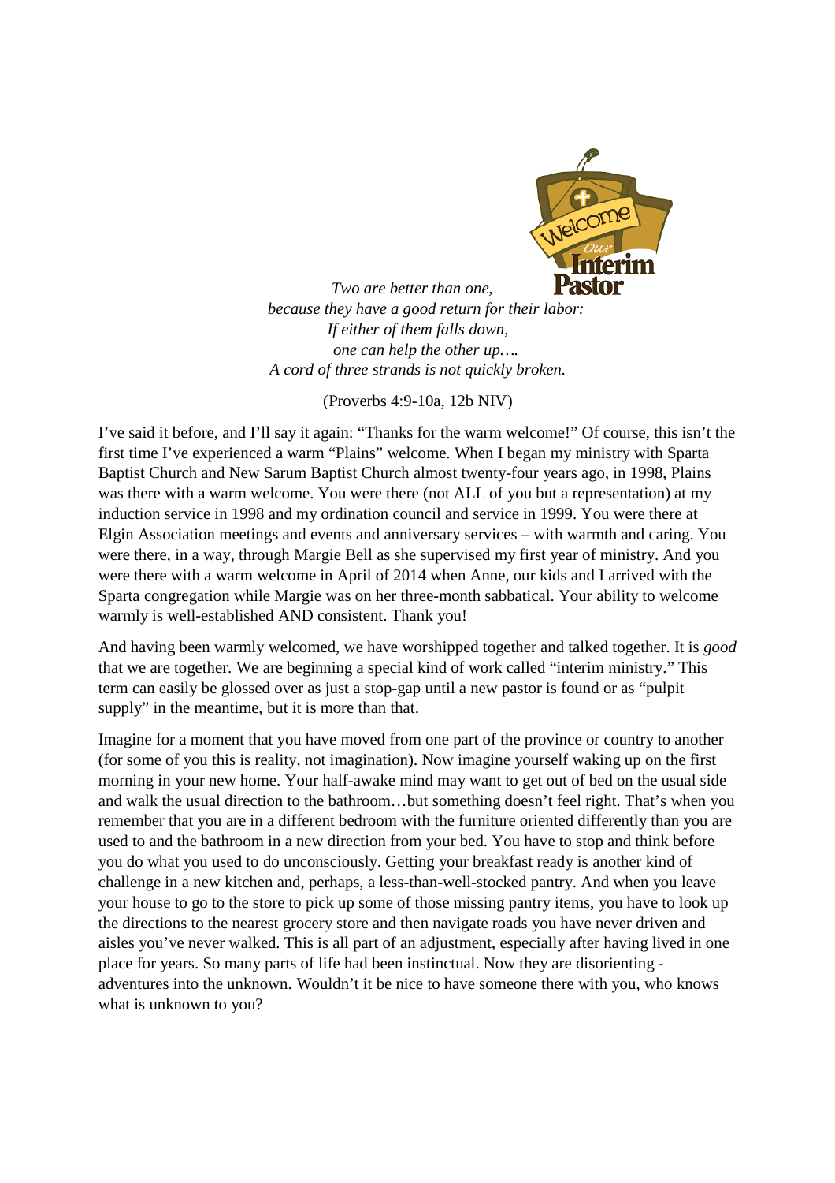*Two are better than one,*
*because they have a good return for their labor:*
*If either of them falls down,*
*one can help the other up….*
*A cord of three strands is not quickly broken.*

(Proverbs 4:9-10a, 12b NIV)

I've said it before, and I'll say it again: "Thanks for the warm welcome!" Of course, this isn't the first time I've experienced a warm "Plains" welcome. When I began my ministry with Sparta Baptist Church and New Sarum Baptist Church almost twenty-four years ago, in 1998, Plains was there with a warm welcome. You were there (not ALL of you but a representation) at my induction service in 1998 and my ordination council and service in 1999. You were there at Elgin Association meetings and events and anniversary services – with warmth and caring. You were there, in a way, through Margie Bell as she supervised my first year of ministry. And you were there with a warm welcome in April of 2014 when Anne, our kids and I arrived with the Sparta congregation while Margie was on her three-month sabbatical. Your ability to welcome warmly is well-established AND consistent. Thank you!

And having been warmly welcomed, we have worshipped together and talked together. It is *good* that we are together. We are beginning a special kind of work called "interim ministry." This term can easily be glossed over as just a stop-gap until a new pastor is found or as "pulpit supply" in the meantime, but it is more than that.

Imagine for a moment that you have moved from one part of the province or country to another (for some of you this is reality, not imagination). Now imagine yourself waking up on the first morning in your new home. Your half-awake mind may want to get out of bed on the usual side and walk the usual direction to the bathroom…but something doesn't feel right. That's when you remember that you are in a different bedroom with the furniture oriented differently than you are used to and the bathroom in a new direction from your bed. You have to stop and think before you do what you used to do unconsciously. Getting your breakfast ready is another kind of challenge in a new kitchen and, perhaps, a less-than-well-stocked pantry. And when you leave your house to go to the store to pick up some of those missing pantry items, you have to look up the directions to the nearest grocery store and then navigate roads you have never driven and aisles you've never walked. This is all part of an adjustment, especially after having lived in one place for years. So many parts of life had been instinctual. Now they are disorienting - adventures into the unknown. Wouldn't it be nice to have someone there with you, who knows what is unknown to you?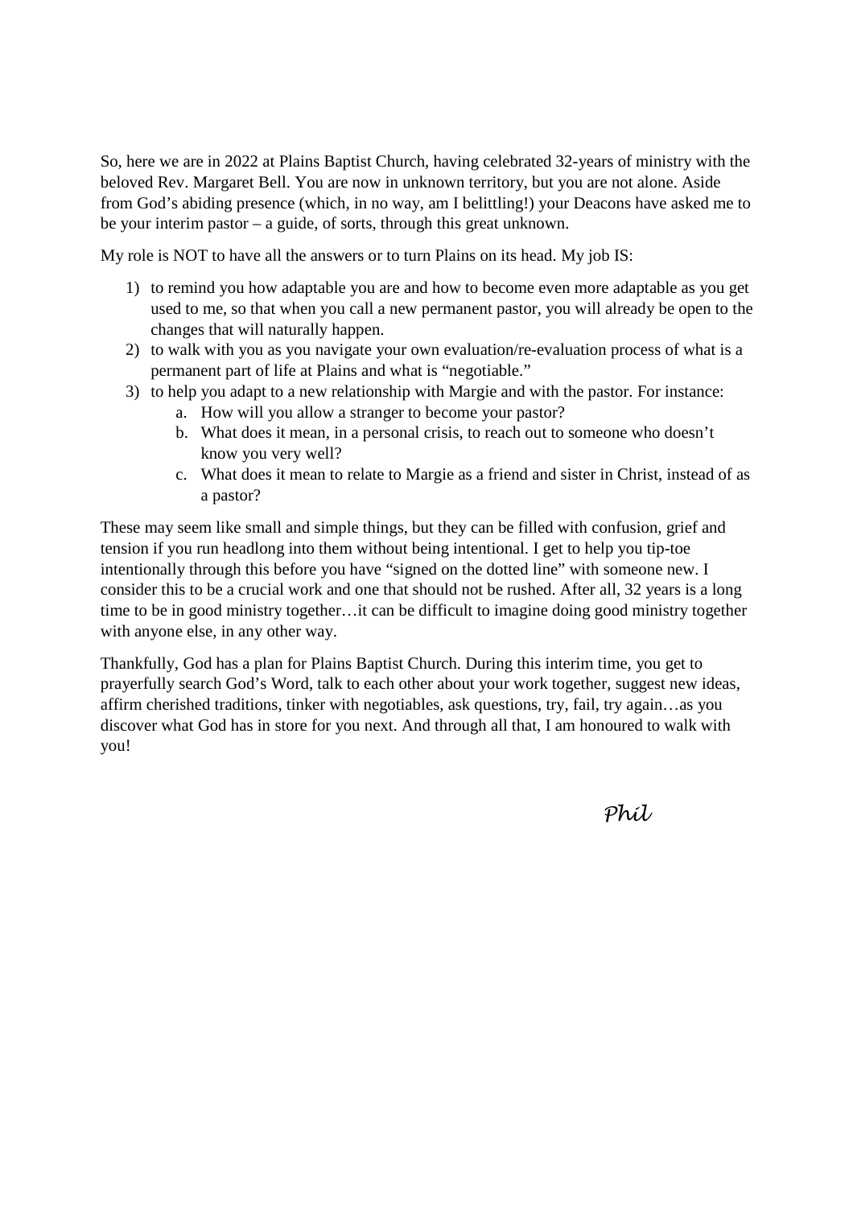So, here we are in 2022 at Plains Baptist Church, having celebrated 32-years of ministry with the beloved Rev. Margaret Bell. You are now in unknown territory, but you are not alone. Aside from God's abiding presence (which, in no way, am I belittling!) your Deacons have asked me to be your interim pastor – a guide, of sorts, through this great unknown.

My role is NOT to have all the answers or to turn Plains on its head. My job IS:

1) to remind you how adaptable you are and how to become even more adaptable as you get used to me, so that when you call a new permanent pastor, you will already be open to the changes that will naturally happen.
2) to walk with you as you navigate your own evaluation/re-evaluation process of what is a permanent part of life at Plains and what is "negotiable."
3) to help you adapt to a new relationship with Margie and with the pastor. For instance:
    a. How will you allow a stranger to become your pastor?
    b. What does it mean, in a personal crisis, to reach out to someone who doesn't know you very well?
    c. What does it mean to relate to Margie as a friend and sister in Christ, instead of as a pastor?

These may seem like small and simple things, but they can be filled with confusion, grief and tension if you run headlong into them without being intentional. I get to help you tip-toe intentionally through this before you have "signed on the dotted line" with someone new. I consider this to be a crucial work and one that should not be rushed. After all, 32 years is a long time to be in good ministry together…it can be difficult to imagine doing good ministry together with anyone else, in any other way.

Thankfully, God has a plan for Plains Baptist Church. During this interim time, you get to prayerfully search God's Word, talk to each other about your work together, suggest new ideas, affirm cherished traditions, tinker with negotiables, ask questions, try, fail, try again…as you discover what God has in store for you next. And through all that, I am honoured to walk with you!

*Phil*